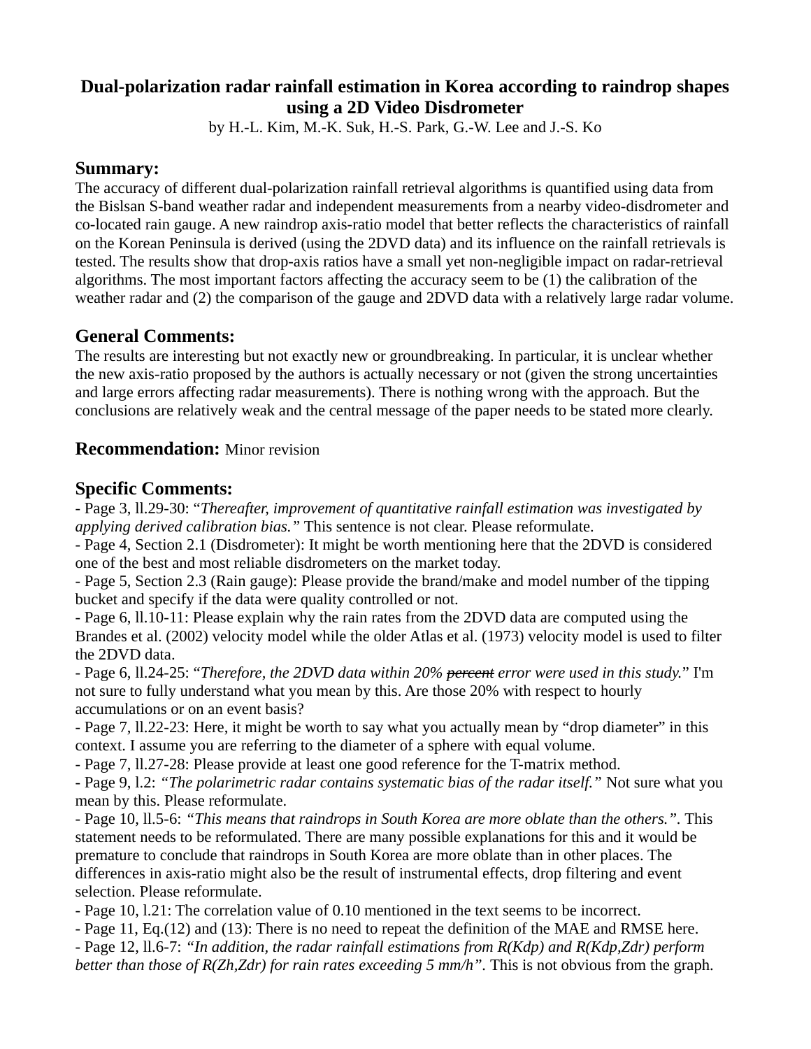# Dual-polarization radar rainfall estimation in Korea according to raindrop shapes using a 2D Video Disdrometer

by H.-L. Kim, M.-K. Suk, H.-S. Park, G.-W. Lee and J.-S. Ko

## Summary:

The accuracy of different dual-polarization rainfall retrieval algorithms is quantified using data from the Bislsan S-band weather radar and independent measurements from a nearby video-disdrometer and co-located rain gauge. A new raindrop axis-ratio model that better reflects the characteristics of rainfall on the Korean Peninsula is derived (using the 2DVD data) and its influence on the rainfall retrievals is tested. The results show that drop-axis ratios have a small yet non-negligible impact on radar-retrieval algorithms. The most important factors affecting the accuracy seem to be (1) the calibration of the weather radar and (2) the comparison of the gauge and 2DVD data with a relatively large radar volume.

## General Comments:

The results are interesting but not exactly new or groundbreaking. In particular, it is unclear whether the new axis-ratio proposed by the authors is actually necessary or not (given the strong uncertainties and large errors affecting radar measurements). There is nothing wrong with the approach. But the conclusions are relatively weak and the central message of the paper needs to be stated more clearly.

## Recommendation: Minor revision

## Specific Comments:

- Page 3, ll.29-30: "*Thereafter, improvement of quantitative rainfall estimation was investigated by applying derived calibration bias.*" This sentence is not clear. Please reformulate.
- Page 4, Section 2.1 (Disdrometer): It might be worth mentioning here that the 2DVD is considered one of the best and most reliable disdrometers on the market today.
- Page 5, Section 2.3 (Rain gauge): Please provide the brand/make and model number of the tipping bucket and specify if the data were quality controlled or not.
- Page 6, ll.10-11: Please explain why the rain rates from the 2DVD data are computed using the Brandes et al. (2002) velocity model while the older Atlas et al. (1973) velocity model is used to filter the 2DVD data.
- Page 6, ll.24-25: "*Therefore, the 2DVD data within 20% ~~percent~~ error were used in this study.*" I'm not sure to fully understand what you mean by this. Are those 20% with respect to hourly accumulations or on an event basis?
- Page 7, ll.22-23: Here, it might be worth to say what you actually mean by "drop diameter" in this context. I assume you are referring to the diameter of a sphere with equal volume.
- Page 7, ll.27-28: Please provide at least one good reference for the T-matrix method.
- Page 9, l.2: *"The polarimetric radar contains systematic bias of the radar itself."* Not sure what you mean by this. Please reformulate.
- Page 10, ll.5-6: *"This means that raindrops in South Korea are more oblate than the others."*. This statement needs to be reformulated. There are many possible explanations for this and it would be premature to conclude that raindrops in South Korea are more oblate than in other places. The differences in axis-ratio might also be the result of instrumental effects, drop filtering and event selection. Please reformulate.
- Page 10, l.21: The correlation value of 0.10 mentioned in the text seems to be incorrect.
- Page 11, Eq.(12) and (13): There is no need to repeat the definition of the MAE and RMSE here.
- Page 12, ll.6-7: *"In addition, the radar rainfall estimations from R(Kdp) and R(Kdp,Zdr) perform better than those of R(Zh,Zdr) for rain rates exceeding 5 mm/h"*. This is not obvious from the graph.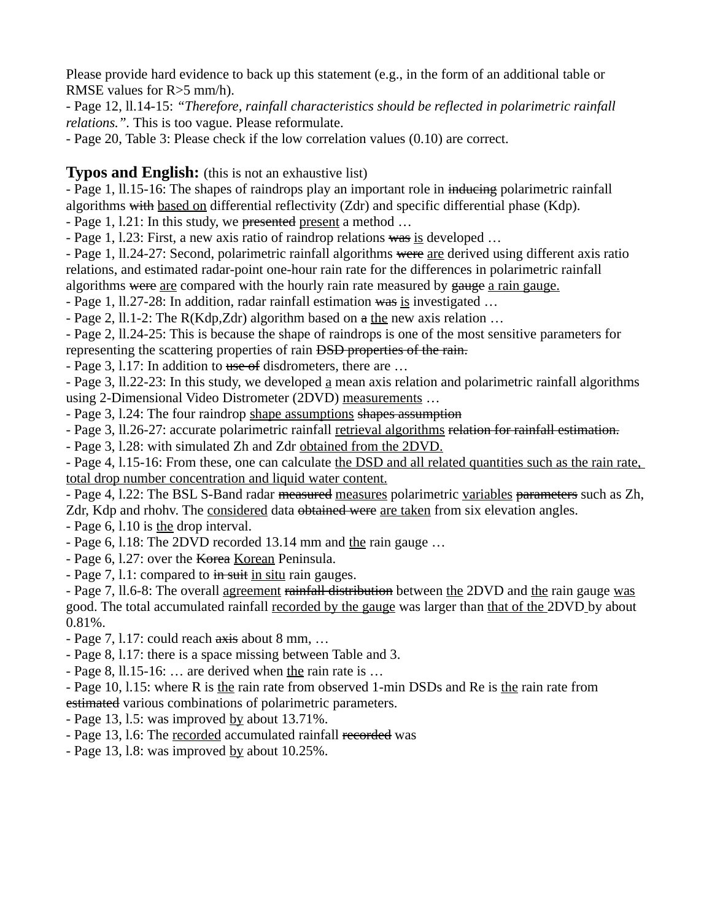Please provide hard evidence to back up this statement (e.g., in the form of an additional table or RMSE values for R>5 mm/h).

- Page 12, ll.14-15: *"Therefore, rainfall characteristics should be reflected in polarimetric rainfall relations."*. This is too vague. Please reformulate.
- Page 20, Table 3: Please check if the low correlation values (0.10) are correct.

**Typos and English:** (this is not an exhaustive list)

- Page 1, ll.15-16: The shapes of raindrops play an important role in ~~inducing~~ polarimetric rainfall algorithms ~~with~~ <u>based on</u> differential reflectivity (Zdr) and specific differential phase (Kdp).
- Page 1, l.21: In this study, we ~~presented~~ <u>present</u> a method …
- Page 1, l.23: First, a new axis ratio of raindrop relations ~~was~~ <u>is</u> developed …
- Page 1, ll.24-27: Second, polarimetric rainfall algorithms ~~were~~ <u>are</u> derived using different axis ratio relations, and estimated radar-point one-hour rain rate for the differences in polarimetric rainfall algorithms ~~were~~ <u>are</u> compared with the hourly rain rate measured by ~~gauge~~ <u>a rain gauge.</u>
- Page 1, ll.27-28: In addition, radar rainfall estimation ~~was~~ <u>is</u> investigated …
- Page 2, ll.1-2: The R(Kdp,Zdr) algorithm based on ~~a~~ <u>the</u> new axis relation …
- Page 2, ll.24-25: This is because the shape of raindrops is one of the most sensitive parameters for representing the scattering properties of rain ~~DSD properties of the rain.~~
- Page 3, l.17: In addition to ~~use of~~ disdrometers, there are …
- Page 3, ll.22-23: In this study, we developed <u>a</u> mean axis relation and polarimetric rainfall algorithms using 2-Dimensional Video Distrometer (2DVD) <u>measurements</u> …
- Page 3, l.24: The four raindrop <u>shape assumptions</u> ~~shapes assumption~~
- Page 3, ll.26-27: accurate polarimetric rainfall <u>retrieval algorithms</u> ~~relation for rainfall estimation.~~
- Page 3, l.28: with simulated Zh and Zdr <u>obtained from the 2DVD.</u>
- Page 4, l.15-16: From these, one can calculate <u>the DSD and all related quantities such as the rain rate, total drop number concentration and liquid water content.</u>
- Page 4, l.22: The BSL S-Band radar ~~measured~~ <u>measures</u> polarimetric <u>variables</u> ~~parameters~~ such as Zh, Zdr, Kdp and rhohv. The <u>considered</u> data ~~obtained were~~ <u>are taken</u> from six elevation angles.
- Page 6, l.10 is <u>the</u> drop interval.
- Page 6, l.18: The 2DVD recorded 13.14 mm and <u>the</u> rain gauge …
- Page 6, l.27: over the ~~Korea~~ <u>Korean</u> Peninsula.
- Page 7, l.1: compared to ~~in suit~~ <u>in situ</u> rain gauges.
- Page 7, ll.6-8: The overall <u>agreement</u> ~~rainfall distribution~~ between <u>the</u> 2DVD and <u>the</u> rain gauge <u>was</u> good. The total accumulated rainfall <u>recorded by the gauge</u> was larger than <u>that of the</u> 2DVD by about 0.81%.
- Page 7, l.17: could reach ~~axis~~ about 8 mm, …
- Page 8, l.17: there is a space missing between Table and 3.
- Page 8, ll.15-16: … are derived when <u>the</u> rain rate is …
- Page 10, l.15: where R is <u>the</u> rain rate from observed 1-min DSDs and Re is <u>the</u> rain rate from ~~estimated~~ various combinations of polarimetric parameters.
- Page 13, l.5: was improved <u>by</u> about 13.71%.
- Page 13, l.6: The <u>recorded</u> accumulated rainfall ~~recorded~~ was
- Page 13, l.8: was improved <u>by</u> about 10.25%.